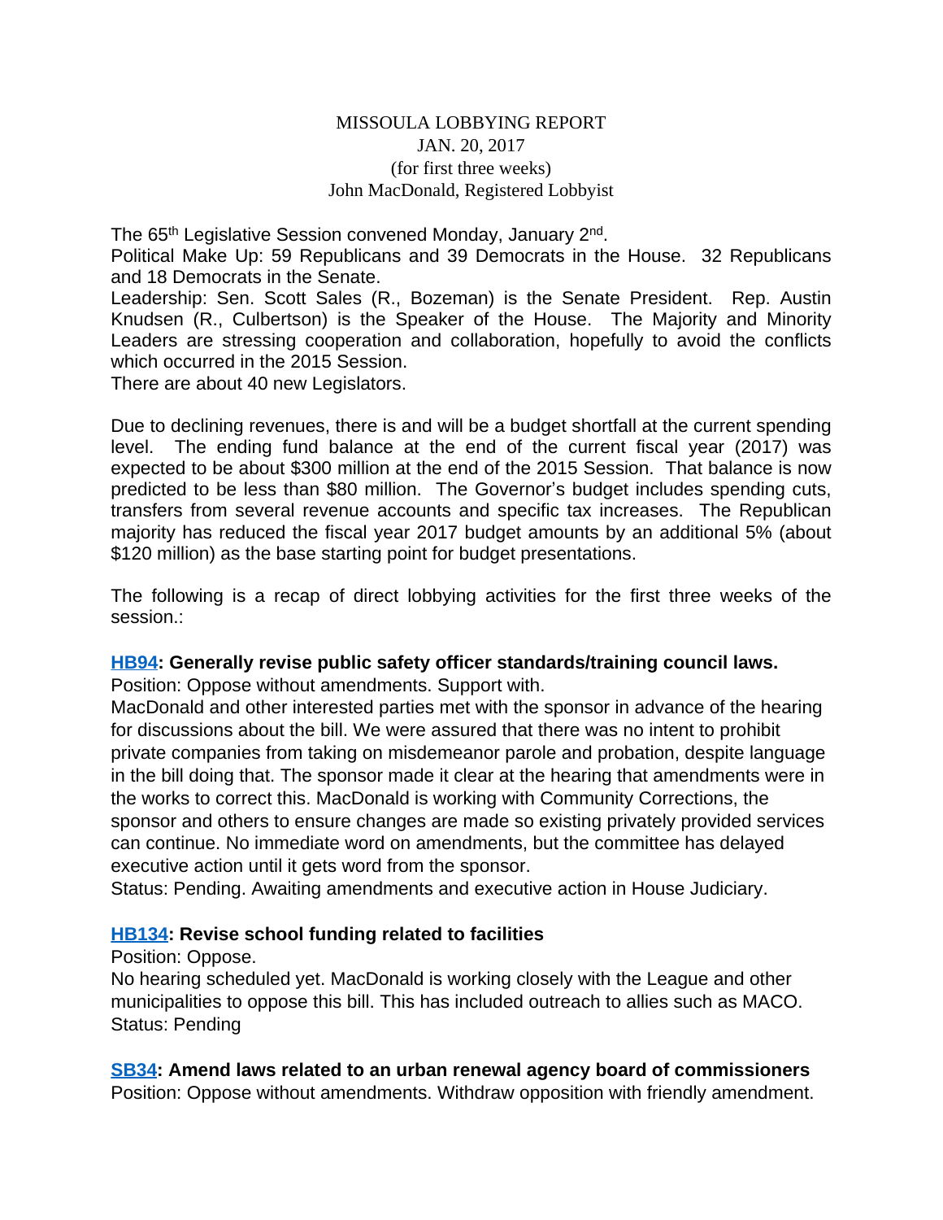MISSOULA LOBBYING REPORT
JAN. 20, 2017
(for first three weeks)
John MacDonald, Registered Lobbyist

The 65th Legislative Session convened Monday, January 2nd.

Political Make Up: 59 Republicans and 39 Democrats in the House. 32 Republicans and 18 Democrats in the Senate.

Leadership: Sen. Scott Sales (R., Bozeman) is the Senate President. Rep. Austin Knudsen (R., Culbertson) is the Speaker of the House. The Majority and Minority Leaders are stressing cooperation and collaboration, hopefully to avoid the conflicts which occurred in the 2015 Session.

There are about 40 new Legislators.

Due to declining revenues, there is and will be a budget shortfall at the current spending level. The ending fund balance at the end of the current fiscal year (2017) was expected to be about $300 million at the end of the 2015 Session. That balance is now predicted to be less than $80 million. The Governor's budget includes spending cuts, transfers from several revenue accounts and specific tax increases. The Republican majority has reduced the fiscal year 2017 budget amounts by an additional 5% (about $120 million) as the base starting point for budget presentations.

The following is a recap of direct lobbying activities for the first three weeks of the session.:

**HB94: Generally revise public safety officer standards/training council laws.**

Position: Oppose without amendments. Support with.

MacDonald and other interested parties met with the sponsor in advance of the hearing for discussions about the bill. We were assured that there was no intent to prohibit private companies from taking on misdemeanor parole and probation, despite language in the bill doing that. The sponsor made it clear at the hearing that amendments were in the works to correct this. MacDonald is working with Community Corrections, the sponsor and others to ensure changes are made so existing privately provided services can continue. No immediate word on amendments, but the committee has delayed executive action until it gets word from the sponsor.

Status: Pending. Awaiting amendments and executive action in House Judiciary.

**HB134: Revise school funding related to facilities**

Position: Oppose.

No hearing scheduled yet. MacDonald is working closely with the League and other municipalities to oppose this bill. This has included outreach to allies such as MACO.

Status: Pending

**SB34: Amend laws related to an urban renewal agency board of commissioners**

Position: Oppose without amendments. Withdraw opposition with friendly amendment.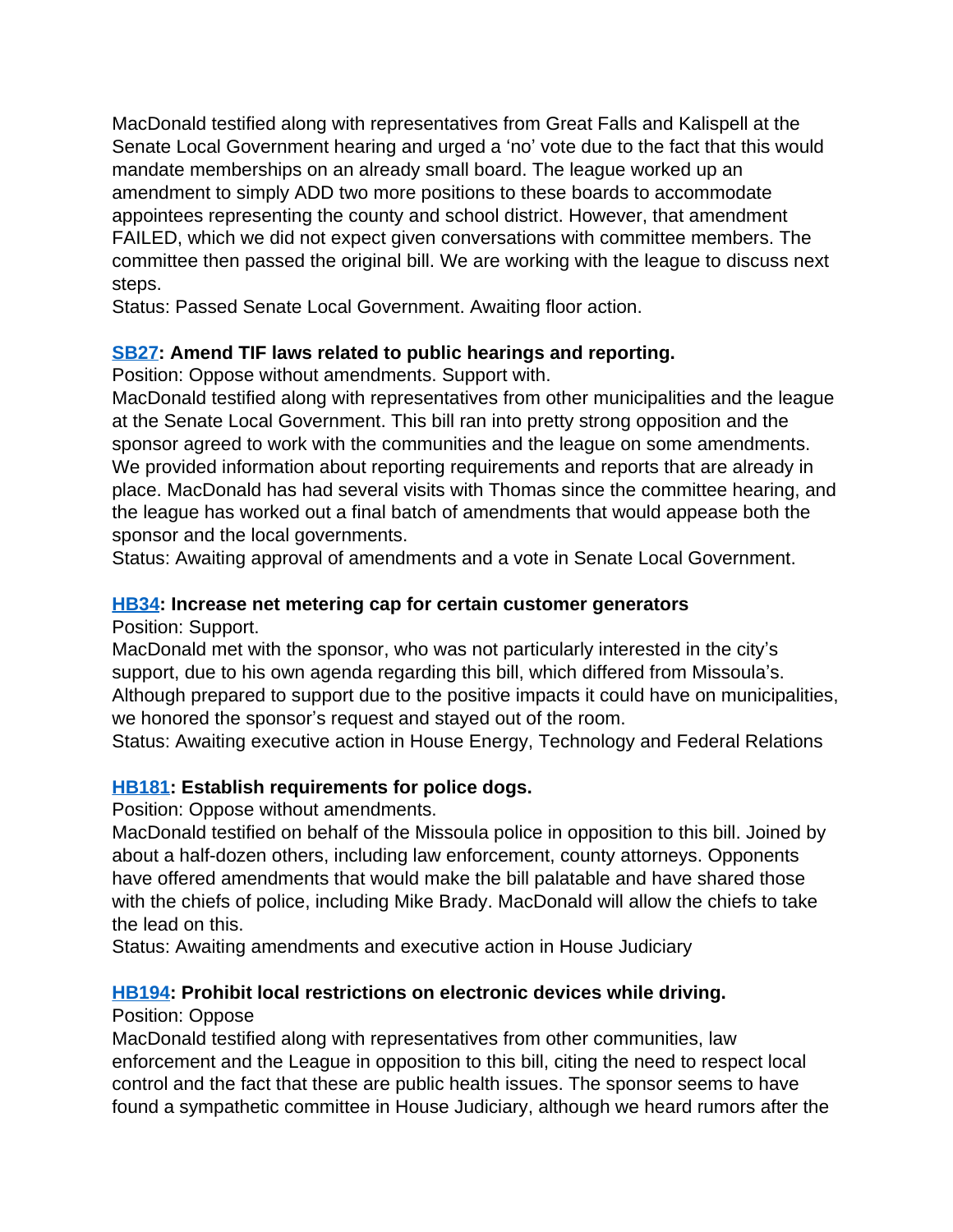MacDonald testified along with representatives from Great Falls and Kalispell at the Senate Local Government hearing and urged a ‘no’ vote due to the fact that this would mandate memberships on an already small board. The league worked up an amendment to simply ADD two more positions to these boards to accommodate appointees representing the county and school district. However, that amendment FAILED, which we did not expect given conversations with committee members. The committee then passed the original bill. We are working with the league to discuss next steps.
Status: Passed Senate Local Government. Awaiting floor action.

**SB27: Amend TIF laws related to public hearings and reporting.**
Position: Oppose without amendments. Support with.
MacDonald testified along with representatives from other municipalities and the league at the Senate Local Government. This bill ran into pretty strong opposition and the sponsor agreed to work with the communities and the league on some amendments. We provided information about reporting requirements and reports that are already in place. MacDonald has had several visits with Thomas since the committee hearing, and the league has worked out a final batch of amendments that would appease both the sponsor and the local governments.
Status: Awaiting approval of amendments and a vote in Senate Local Government.

**HB34: Increase net metering cap for certain customer generators**
Position: Support.
MacDonald met with the sponsor, who was not particularly interested in the city’s support, due to his own agenda regarding this bill, which differed from Missoula’s. Although prepared to support due to the positive impacts it could have on municipalities, we honored the sponsor’s request and stayed out of the room.
Status: Awaiting executive action in House Energy, Technology and Federal Relations

**HB181: Establish requirements for police dogs.**
Position: Oppose without amendments.
MacDonald testified on behalf of the Missoula police in opposition to this bill. Joined by about a half-dozen others, including law enforcement, county attorneys. Opponents have offered amendments that would make the bill palatable and have shared those with the chiefs of police, including Mike Brady. MacDonald will allow the chiefs to take the lead on this.
Status: Awaiting amendments and executive action in House Judiciary

**HB194: Prohibit local restrictions on electronic devices while driving.**
Position: Oppose
MacDonald testified along with representatives from other communities, law enforcement and the League in opposition to this bill, citing the need to respect local control and the fact that these are public health issues. The sponsor seems to have found a sympathetic committee in House Judiciary, although we heard rumors after the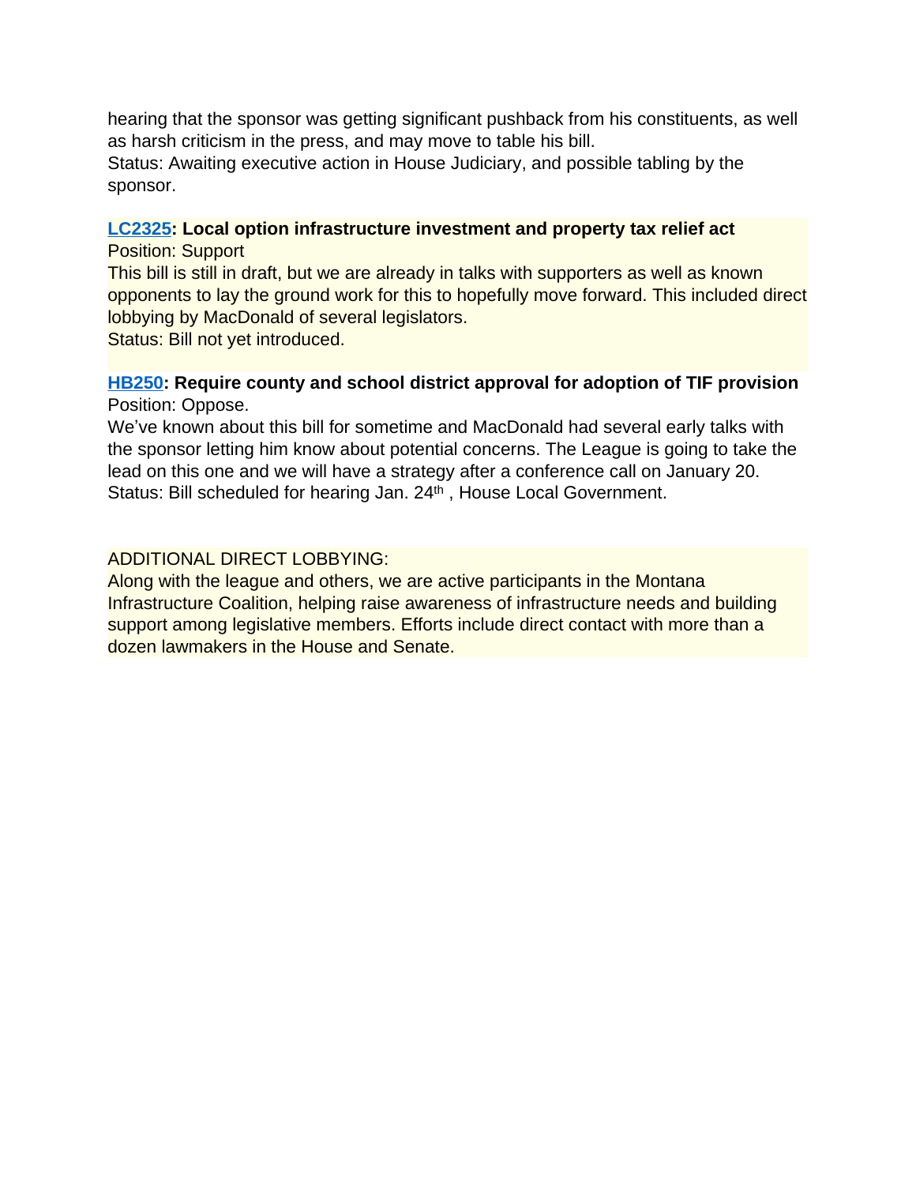hearing that the sponsor was getting significant pushback from his constituents, as well as harsh criticism in the press, and may move to table his bill.
Status: Awaiting executive action in House Judiciary, and possible tabling by the sponsor.

**LC2325: Local option infrastructure investment and property tax relief act**
Position: Support
This bill is still in draft, but we are already in talks with supporters as well as known opponents to lay the ground work for this to hopefully move forward. This included direct lobbying by MacDonald of several legislators.
Status: Bill not yet introduced.

**HB250: Require county and school district approval for adoption of TIF provision**
Position: Oppose.
We've known about this bill for sometime and MacDonald had several early talks with the sponsor letting him know about potential concerns. The League is going to take the lead on this one and we will have a strategy after a conference call on January 20.
Status: Bill scheduled for hearing Jan. 24th , House Local Government.

ADDITIONAL DIRECT LOBBYING:
Along with the league and others, we are active participants in the Montana Infrastructure Coalition, helping raise awareness of infrastructure needs and building support among legislative members. Efforts include direct contact with more than a dozen lawmakers in the House and Senate.